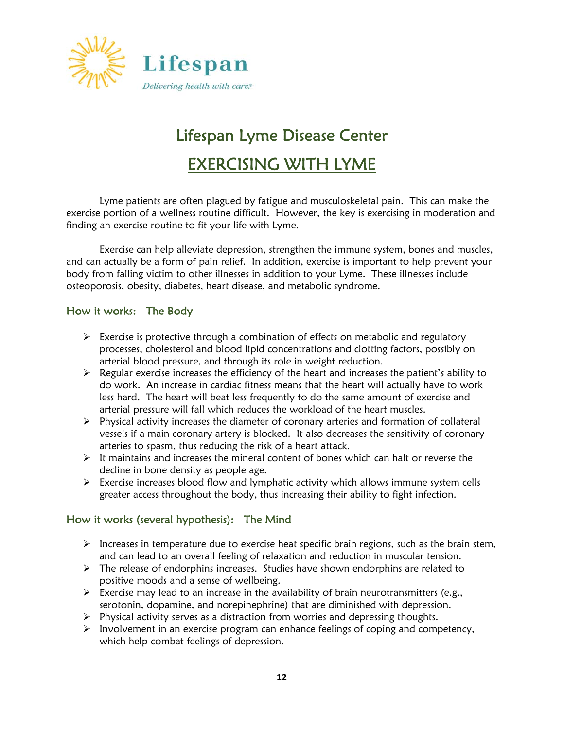Lifespan

*Delivering health with care.*®

# Lifespan Lyme Disease Center

## EXERCISING WITH LYME

Lyme patients are often plagued by fatigue and musculoskeletal pain. This can make the exercise portion of a wellness routine difficult. However, the key is exercising in moderation and finding an exercise routine to fit your life with Lyme.

Exercise can help alleviate depression, strengthen the immune system, bones and muscles, and can actually be a form of pain relief. In addition, exercise is important to help prevent your body from falling victim to other illnesses in addition to your Lyme. These illnesses include osteoporosis, obesity, diabetes, heart disease, and metabolic syndrome.

### How it works: The Body

- Exercise is protective through a combination of effects on metabolic and regulatory processes, cholesterol and blood lipid concentrations and clotting factors, possibly on arterial blood pressure, and through its role in weight reduction.
- Regular exercise increases the efficiency of the heart and increases the patient's ability to do work. An increase in cardiac fitness means that the heart will actually have to work less hard. The heart will beat less frequently to do the same amount of exercise and arterial pressure will fall which reduces the workload of the heart muscles.
- Physical activity increases the diameter of coronary arteries and formation of collateral vessels if a main coronary artery is blocked. It also decreases the sensitivity of coronary arteries to spasm, thus reducing the risk of a heart attack.
- It maintains and increases the mineral content of bones which can halt or reverse the decline in bone density as people age.
- Exercise increases blood flow and lymphatic activity which allows immune system cells greater access throughout the body, thus increasing their ability to fight infection.

### How it works (several hypothesis): The Mind

- Increases in temperature due to exercise heat specific brain regions, such as the brain stem, and can lead to an overall feeling of relaxation and reduction in muscular tension.
- The release of endorphins increases. Studies have shown endorphins are related to positive moods and a sense of wellbeing.
- Exercise may lead to an increase in the availability of brain neurotransmitters (e.g., serotonin, dopamine, and norepinephrine) that are diminished with depression.
- Physical activity serves as a distraction from worries and depressing thoughts.
- Involvement in an exercise program can enhance feelings of coping and competency, which help combat feelings of depression.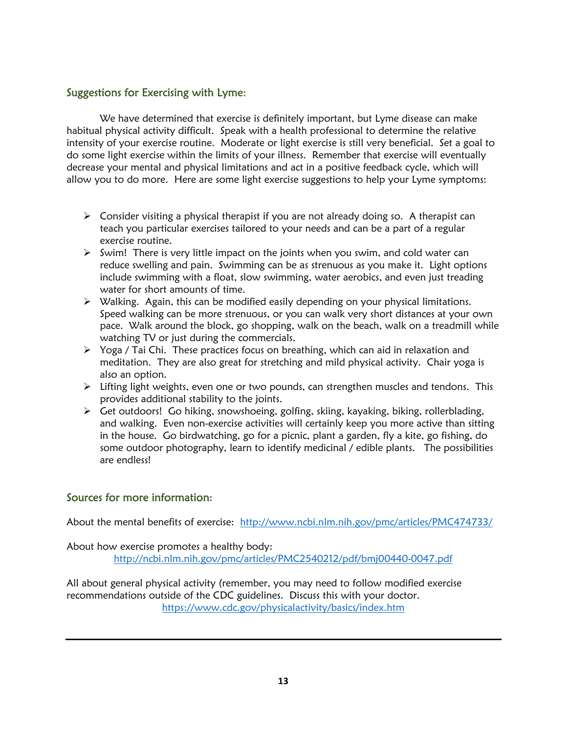## Suggestions for Exercising with Lyme:

We have determined that exercise is definitely important, but Lyme disease can make habitual physical activity difficult. Speak with a health professional to determine the relative intensity of your exercise routine. Moderate or light exercise is still very beneficial. Set a goal to do some light exercise within the limits of your illness. Remember that exercise will eventually decrease your mental and physical limitations and act in a positive feedback cycle, which will allow you to do more. Here are some light exercise suggestions to help your Lyme symptoms:

- Consider visiting a physical therapist if you are not already doing so. A therapist can teach you particular exercises tailored to your needs and can be a part of a regular exercise routine.
- Swim! There is very little impact on the joints when you swim, and cold water can reduce swelling and pain. Swimming can be as strenuous as you make it. Light options include swimming with a float, slow swimming, water aerobics, and even just treading water for short amounts of time.
- Walking. Again, this can be modified easily depending on your physical limitations. Speed walking can be more strenuous, or you can walk very short distances at your own pace. Walk around the block, go shopping, walk on the beach, walk on a treadmill while watching TV or just during the commercials.
- Yoga / Tai Chi. These practices focus on breathing, which can aid in relaxation and meditation. They are also great for stretching and mild physical activity. Chair yoga is also an option.
- Lifting light weights, even one or two pounds, can strengthen muscles and tendons. This provides additional stability to the joints.
- Get outdoors! Go hiking, snowshoeing, golfing, skiing, kayaking, biking, rollerblading, and walking. Even non-exercise activities will certainly keep you more active than sitting in the house. Go birdwatching, go for a picnic, plant a garden, fly a kite, go fishing, do some outdoor photography, learn to identify medicinal / edible plants. The possibilities are endless!

## Sources for more information:

About the mental benefits of exercise: http://www.ncbi.nlm.nih.gov/pmc/articles/PMC474733/

About how exercise promotes a healthy body:
http://ncbi.nlm.nih.gov/pmc/articles/PMC2540212/pdf/bmj00440-0047.pdf

All about general physical activity (remember, you may need to follow modified exercise recommendations outside of the CDC guidelines. Discuss this with your doctor.
https://www.cdc.gov/physicalactivity/basics/index.htm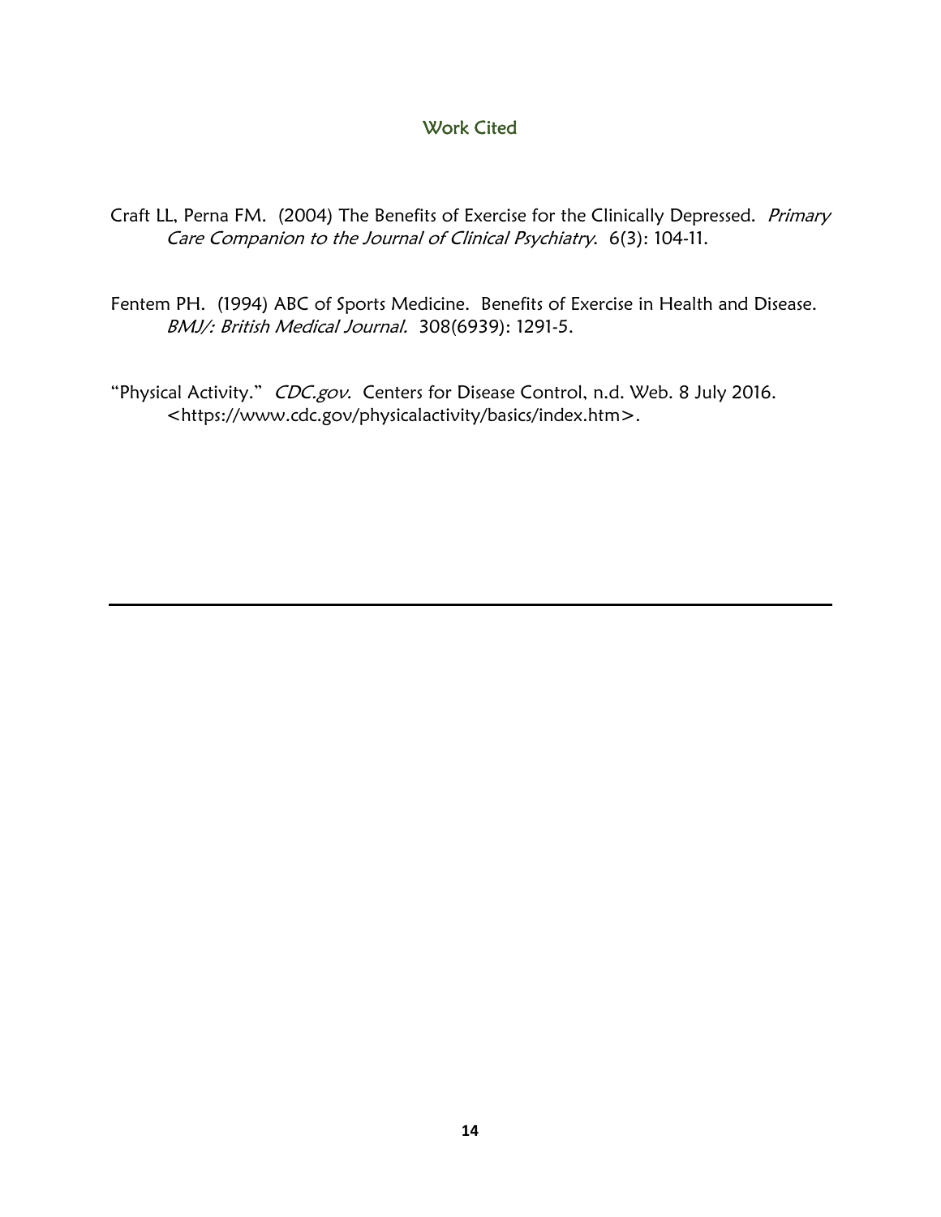## Work Cited

Craft LL, Perna FM. (2004) The Benefits of Exercise for the Clinically Depressed. *Primary Care Companion to the Journal of Clinical Psychiatry*. 6(3): 104-11.

Fentem PH. (1994) ABC of Sports Medicine. Benefits of Exercise in Health and Disease. *BMJ/: British Medical Journal.* 308(6939): 1291-5.

"Physical Activity." *CDC.gov*. Centers for Disease Control, n.d. Web. 8 July 2016. <https://www.cdc.gov/physicalactivity/basics/index.htm>.